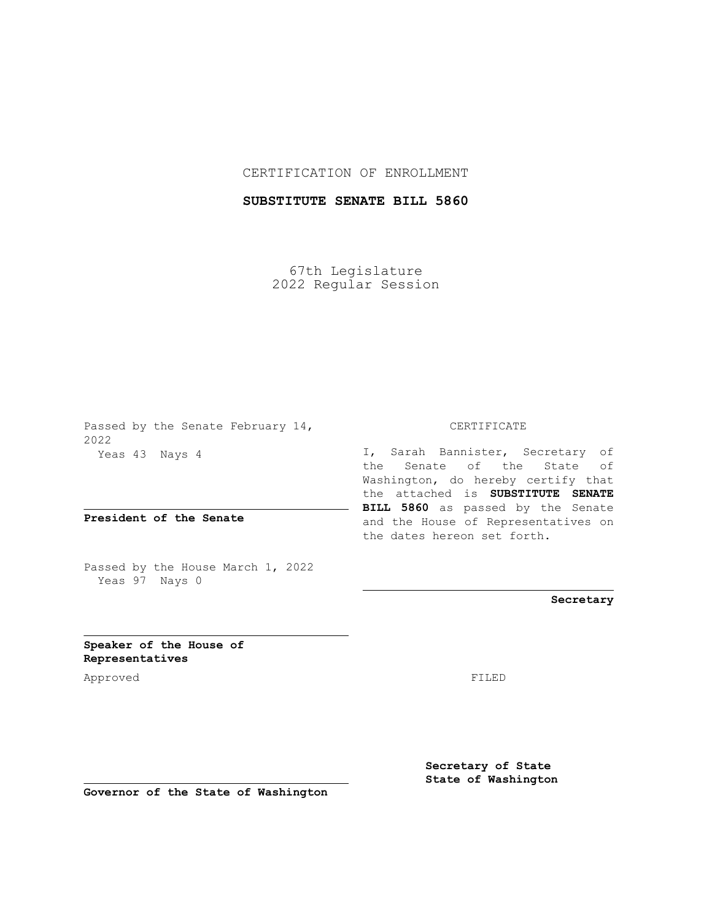CERTIFICATION OF ENROLLMENT

**SUBSTITUTE SENATE BILL 5860**

67th Legislature
2022 Regular Session

Passed by the Senate February 14, 2022
Yeas 43 Nays 4

**President of the Senate**

Passed by the House March 1, 2022
Yeas 97 Nays 0

**Speaker of the House of Representatives**

Approved

**Governor of the State of Washington**

CERTIFICATE

I, Sarah Bannister, Secretary of the Senate of the State of Washington, do hereby certify that the attached is **SUBSTITUTE SENATE BILL 5860** as passed by the Senate and the House of Representatives on the dates hereon set forth.

**Secretary**

FILED

**Secretary of State**
**State of Washington**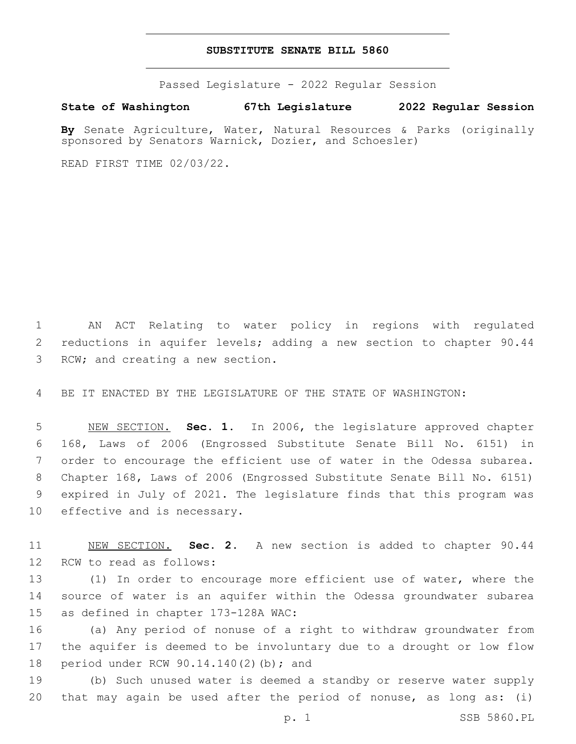**SUBSTITUTE SENATE BILL 5860**

Passed Legislature - 2022 Regular Session

**State of Washington 67th Legislature 2022 Regular Session**

**By** Senate Agriculture, Water, Natural Resources & Parks (originally sponsored by Senators Warnick, Dozier, and Schoesler)

READ FIRST TIME 02/03/22.

AN ACT Relating to water policy in regions with regulated reductions in aquifer levels; adding a new section to chapter 90.44 RCW; and creating a new section.

BE IT ENACTED BY THE LEGISLATURE OF THE STATE OF WASHINGTON:

NEW SECTION. **Sec. 1.** In 2006, the legislature approved chapter 168, Laws of 2006 (Engrossed Substitute Senate Bill No. 6151) in order to encourage the efficient use of water in the Odessa subarea. Chapter 168, Laws of 2006 (Engrossed Substitute Senate Bill No. 6151) expired in July of 2021. The legislature finds that this program was effective and is necessary.

NEW SECTION. **Sec. 2.** A new section is added to chapter 90.44 RCW to read as follows:

(1) In order to encourage more efficient use of water, where the source of water is an aquifer within the Odessa groundwater subarea as defined in chapter 173-128A WAC:

(a) Any period of nonuse of a right to withdraw groundwater from the aquifer is deemed to be involuntary due to a drought or low flow period under RCW 90.14.140(2)(b); and

(b) Such unused water is deemed a standby or reserve water supply that may again be used after the period of nonuse, as long as: (i)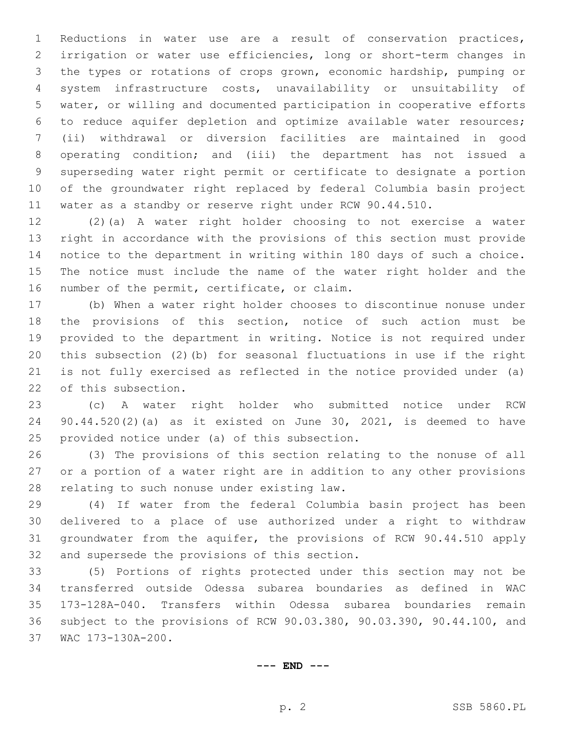Reductions in water use are a result of conservation practices, irrigation or water use efficiencies, long or short-term changes in the types or rotations of crops grown, economic hardship, pumping or system infrastructure costs, unavailability or unsuitability of water, or willing and documented participation in cooperative efforts to reduce aquifer depletion and optimize available water resources; (ii) withdrawal or diversion facilities are maintained in good operating condition; and (iii) the department has not issued a superseding water right permit or certificate to designate a portion of the groundwater right replaced by federal Columbia basin project water as a standby or reserve right under RCW 90.44.510.

(2)(a) A water right holder choosing to not exercise a water right in accordance with the provisions of this section must provide notice to the department in writing within 180 days of such a choice. The notice must include the name of the water right holder and the number of the permit, certificate, or claim.

(b) When a water right holder chooses to discontinue nonuse under the provisions of this section, notice of such action must be provided to the department in writing. Notice is not required under this subsection (2)(b) for seasonal fluctuations in use if the right is not fully exercised as reflected in the notice provided under (a) of this subsection.

(c) A water right holder who submitted notice under RCW 90.44.520(2)(a) as it existed on June 30, 2021, is deemed to have provided notice under (a) of this subsection.

(3) The provisions of this section relating to the nonuse of all or a portion of a water right are in addition to any other provisions relating to such nonuse under existing law.

(4) If water from the federal Columbia basin project has been delivered to a place of use authorized under a right to withdraw groundwater from the aquifer, the provisions of RCW 90.44.510 apply and supersede the provisions of this section.

(5) Portions of rights protected under this section may not be transferred outside Odessa subarea boundaries as defined in WAC 173-128A-040. Transfers within Odessa subarea boundaries remain subject to the provisions of RCW 90.03.380, 90.03.390, 90.44.100, and WAC 173-130A-200.

**--- END ---**